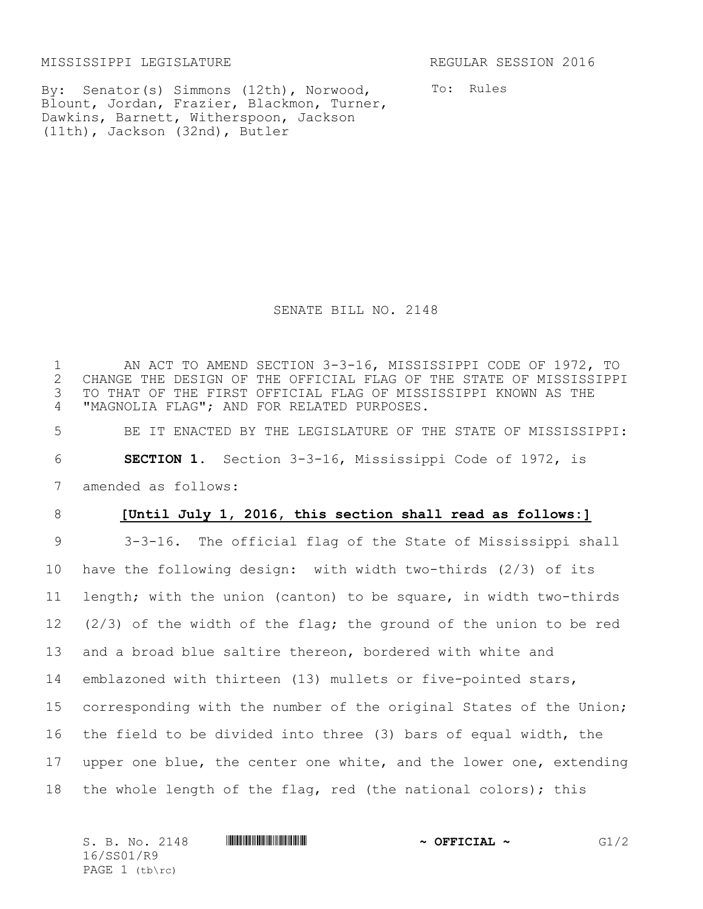MISSISSIPPI LEGISLATURE REGULAR SESSION 2016

By: Senator(s) Simmons (12th), Norwood, Blount, Jordan, Frazier, Blackmon, Turner, Dawkins, Barnett, Witherspoon, Jackson (11th), Jackson (32nd), Butler

To: Rules

# SENATE BILL NO. 2148

1 AN ACT TO AMEND SECTION 3-3-16, MISSISSIPPI CODE OF 1972, TO
2 CHANGE THE DESIGN OF THE OFFICIAL FLAG OF THE STATE OF MISSISSIPPI
3 TO THAT OF THE FIRST OFFICIAL FLAG OF MISSISSIPPI KNOWN AS THE
4 "MAGNOLIA FLAG"; AND FOR RELATED PURPOSES.

5 BE IT ENACTED BY THE LEGISLATURE OF THE STATE OF MISSISSIPPI:

6 **SECTION 1.** Section 3-3-16, Mississippi Code of 1972, is
7 amended as follows:

8 **[Until July 1, 2016, this section shall read as follows:]**

9 3-3-16. The official flag of the State of Mississippi shall
10 have the following design: with width two-thirds (2/3) of its
11 length; with the union (canton) to be square, in width two-thirds
12 (2/3) of the width of the flag; the ground of the union to be red
13 and a broad blue saltire thereon, bordered with white and
14 emblazoned with thirteen (13) mullets or five-pointed stars,
15 corresponding with the number of the original States of the Union;
16 the field to be divided into three (3) bars of equal width, the
17 upper one blue, the center one white, and the lower one, extending
18 the whole length of the flag, red (the national colors); this

S. B. No. 2148 ~ OFFICIAL ~ G1/2
16/SS01/R9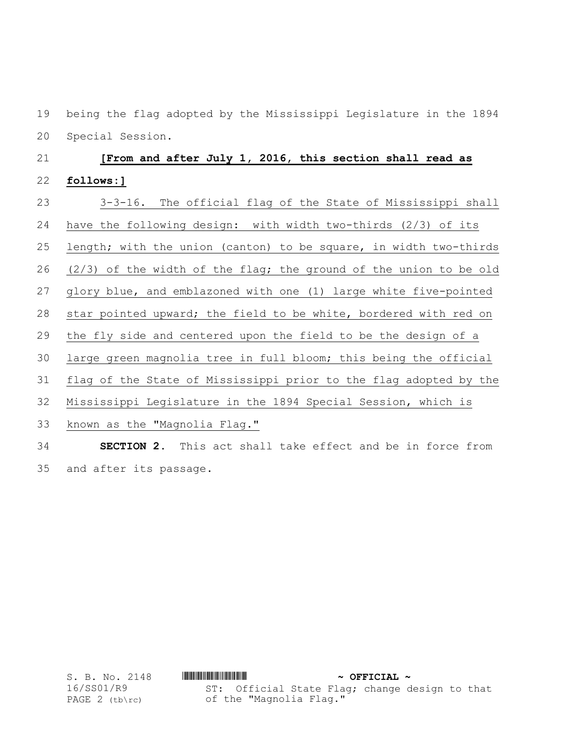being the flag adopted by the Mississippi Legislature in the 1894 Special Session.

**[From and after July 1, 2016, this section shall read as follows:]**

3-3-16. The official flag of the State of Mississippi shall have the following design: with width two-thirds (2/3) of its length; with the union (canton) to be square, in width two-thirds (2/3) of the width of the flag; the ground of the union to be old glory blue, and emblazoned with one (1) large white five-pointed star pointed upward; the field to be white, bordered with red on the fly side and centered upon the field to be the design of a large green magnolia tree in full bloom; this being the official flag of the State of Mississippi prior to the flag adopted by the Mississippi Legislature in the 1894 Special Session, which is known as the "Magnolia Flag."

**SECTION 2.** This act shall take effect and be in force from and after its passage.

S. B. No. 2148 ~ OFFICIAL ~
16/SS01/R9
ST: Official State Flag; change design to that of the "Magnolia Flag."